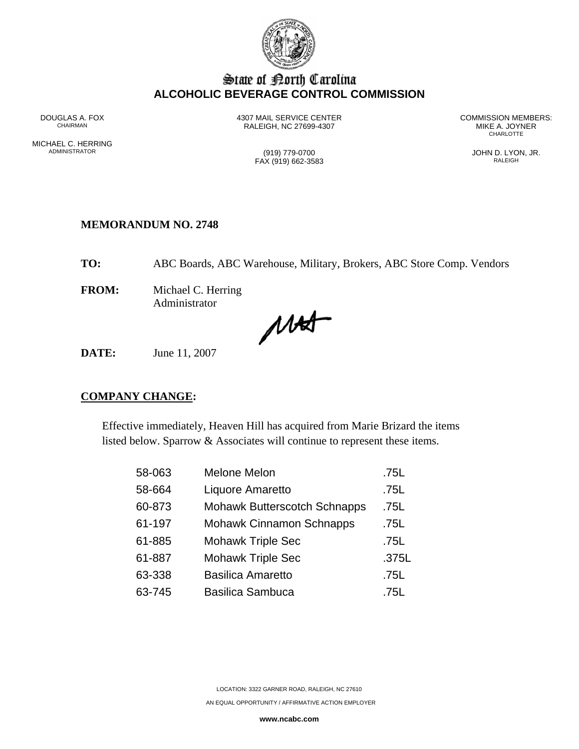# State of North Carolina
## ALCOHOLIC BEVERAGE CONTROL COMMISSION

DOUGLAS A. FOX
CHAIRMAN

MICHAEL C. HERRING
ADMINISTRATOR

4307 MAIL SERVICE CENTER
RALEIGH, NC 27699-4307

(919) 779-0700
FAX (919) 662-3583

COMMISSION MEMBERS:
MIKE A. JOYNER
CHARLOTTE

JOHN D. LYON, JR.
RALEIGH

**MEMORANDUM NO. 2748**

**TO:** ABC Boards, ABC Warehouse, Military, Brokers, ABC Store Comp. Vendors

**FROM:** Michael C. Herring
Administrator

**DATE:** June 11, 2007

**COMPANY CHANGE:**

Effective immediately, Heaven Hill has acquired from Marie Brizard the items listed below. Sparrow & Associates will continue to represent these items.

| | | |
|---|---|---|
| 58-063 | Melone Melon | .75L |
| 58-664 | Liquore Amaretto | .75L |
| 60-873 | Mohawk Butterscotch Schnapps | .75L |
| 61-197 | Mohawk Cinnamon Schnapps | .75L |
| 61-885 | Mohawk Triple Sec | .75L |
| 61-887 | Mohawk Triple Sec | .375L |
| 63-338 | Basilica Amaretto | .75L |
| 63-745 | Basilica Sambuca | .75L |

LOCATION: 3322 GARNER ROAD, RALEIGH, NC 27610

AN EQUAL OPPORTUNITY / AFFIRMATIVE ACTION EMPLOYER

www.ncabc.com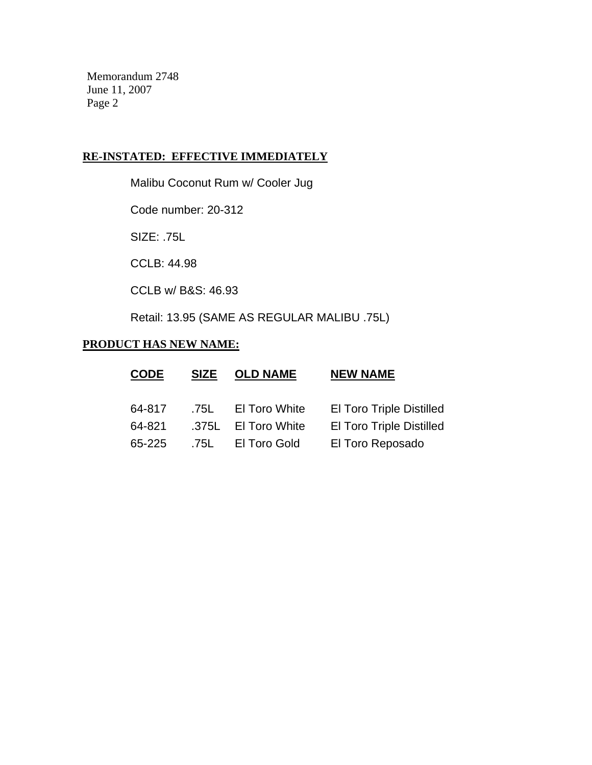## RE-INSTATED: EFFECTIVE IMMEDIATELY

Malibu Coconut Rum w/ Cooler Jug

Code number: 20-312

SIZE: .75L

CCLB: 44.98

CCLB w/ B&S: 46.93

Retail: 13.95 (SAME AS REGULAR MALIBU .75L)

## PRODUCT HAS NEW NAME:

| CODE | SIZE | OLD NAME | NEW NAME |
|---|---|---|---|
| 64-817 | .75L | El Toro White | El Toro Triple Distilled |
| 64-821 | .375L | El Toro White | El Toro Triple Distilled |
| 65-225 | .75L | El Toro Gold | El Toro Reposado |